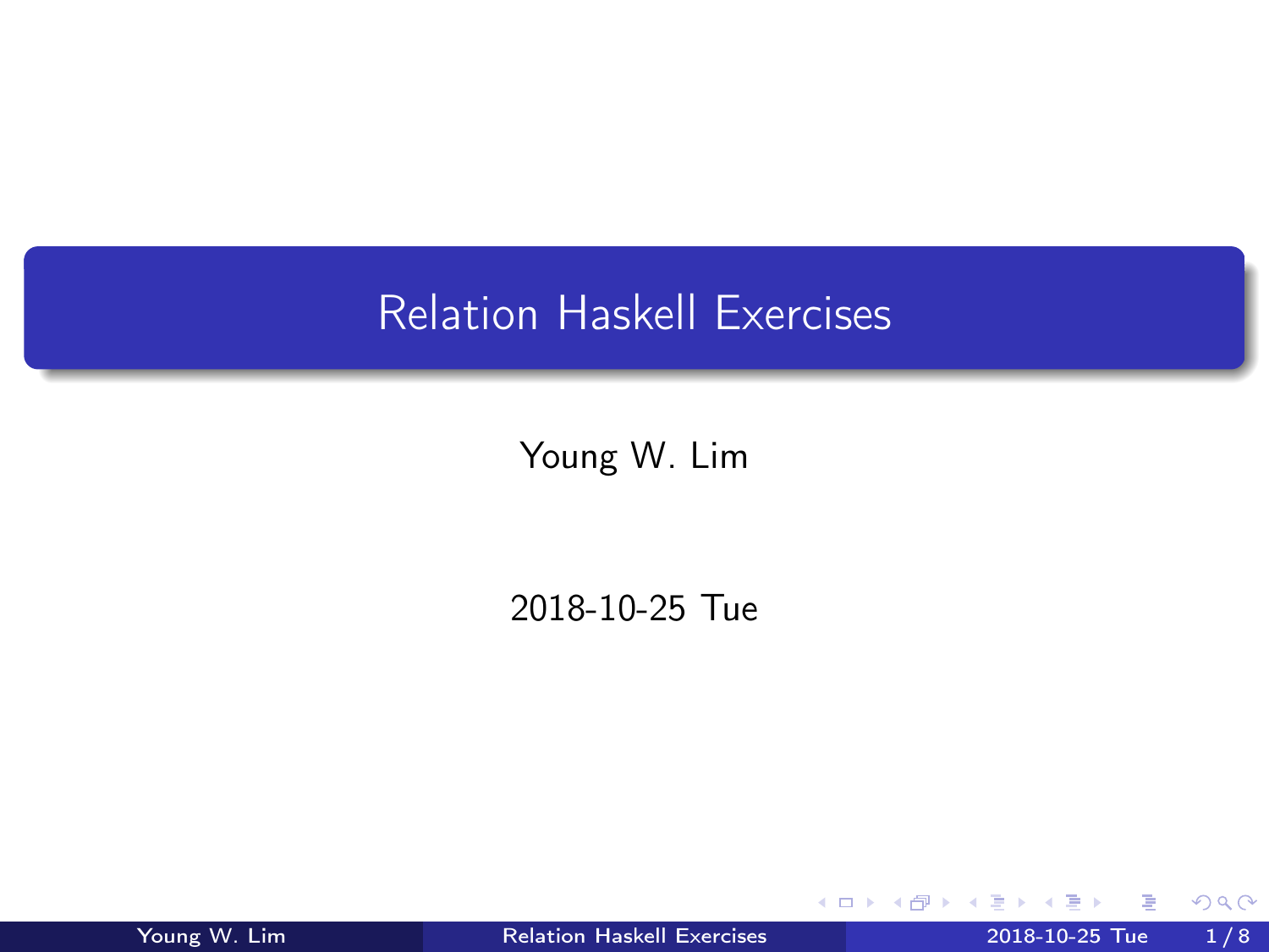# Relation Haskell Exercises

Young W. Lim

2018-10-25 Tue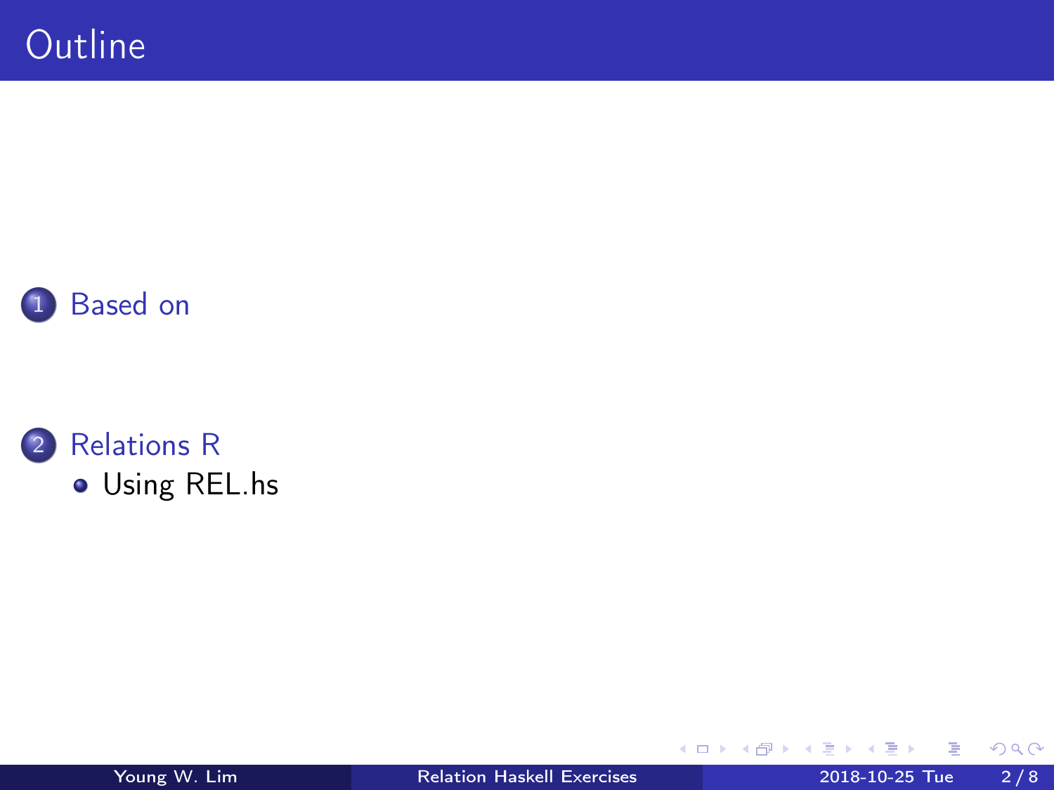# Outline

1. Based on

2. Relations R
   - Using REL.hs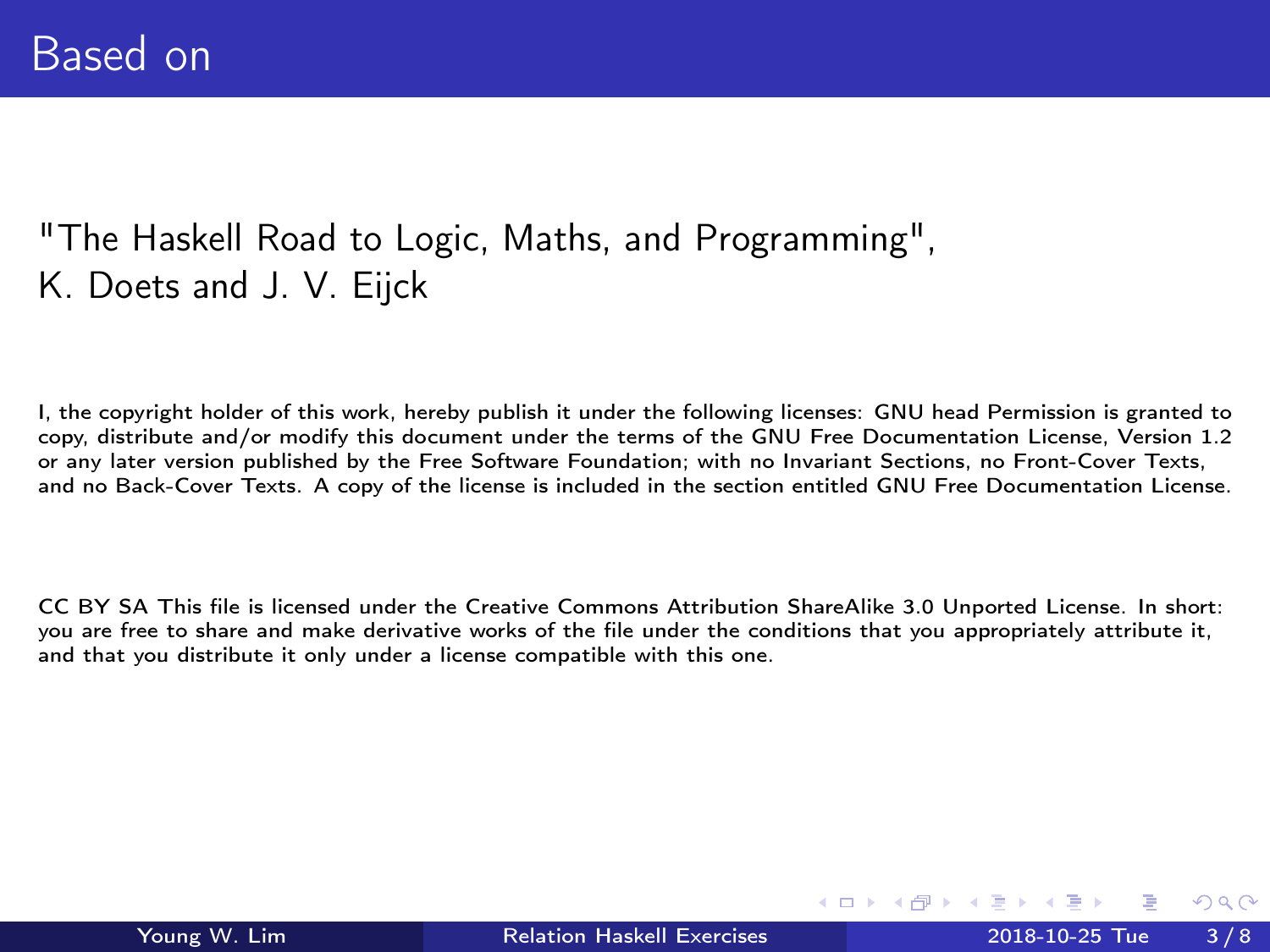# Based on

"The Haskell Road to Logic, Maths, and Programming",
K. Doets and J. V. Eijck

I, the copyright holder of this work, hereby publish it under the following licenses: GNU head Permission is granted to copy, distribute and/or modify this document under the terms of the GNU Free Documentation License, Version 1.2 or any later version published by the Free Software Foundation; with no Invariant Sections, no Front-Cover Texts, and no Back-Cover Texts. A copy of the license is included in the section entitled GNU Free Documentation License.

CC BY SA This file is licensed under the Creative Commons Attribution ShareAlike 3.0 Unported License. In short: you are free to share and make derivative works of the file under the conditions that you appropriately attribute it, and that you distribute it only under a license compatible with this one.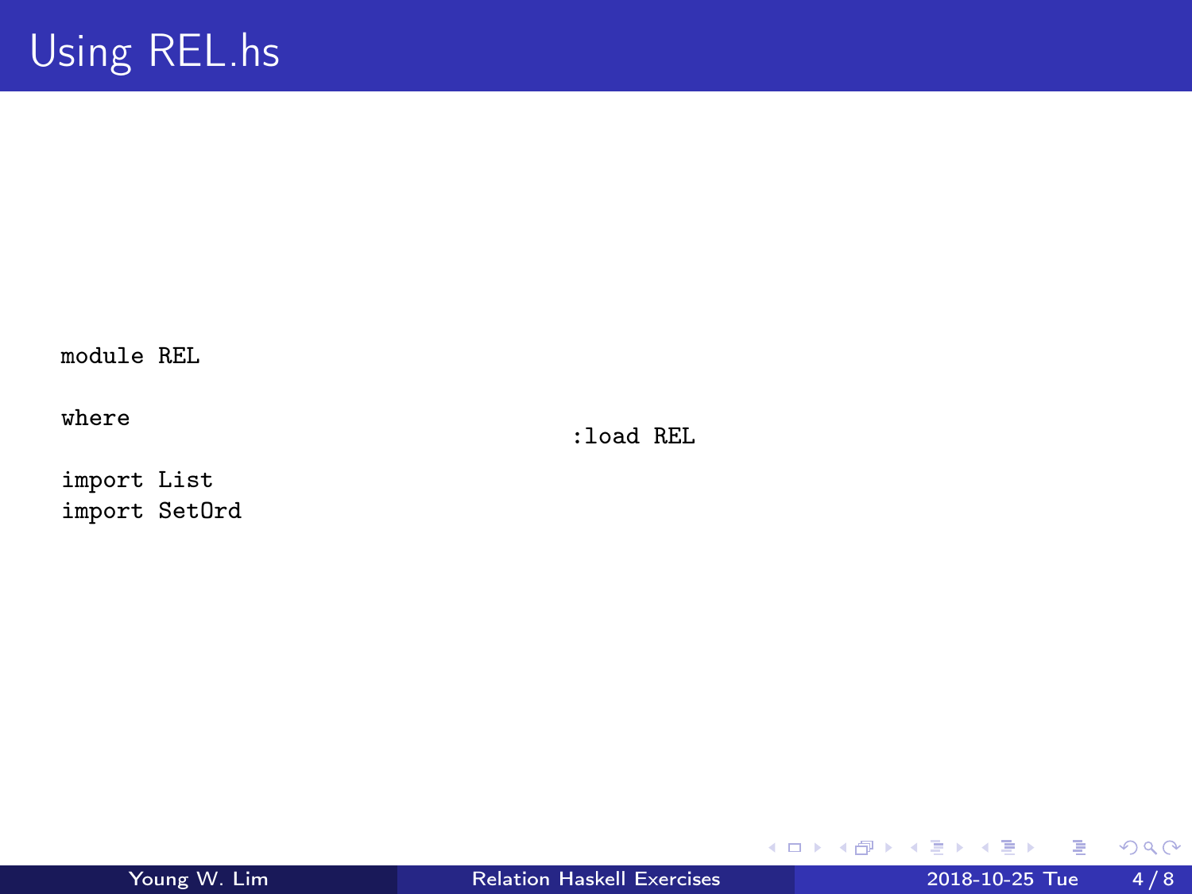# Using REL.hs

```
module REL

where

import List
import SetOrd
```

```
:load REL
```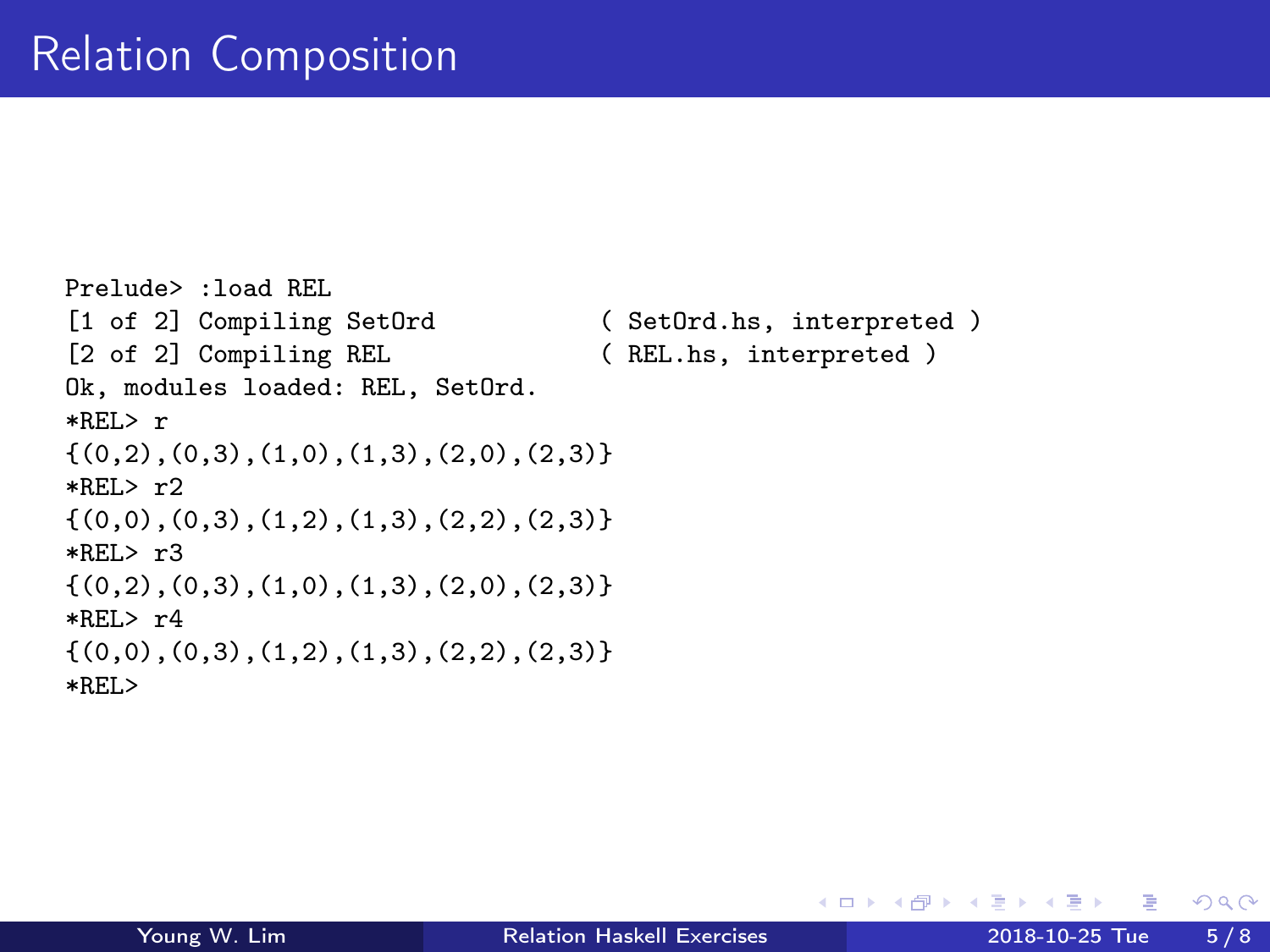# Relation Composition

```
Prelude> :load REL
[1 of 2] Compiling SetOrd           ( SetOrd.hs, interpreted )
[2 of 2] Compiling REL              ( REL.hs, interpreted )
Ok, modules loaded: REL, SetOrd.
*REL> r
{(0,2),(0,3),(1,0),(1,3),(2,0),(2,3)}
*REL> r2
{(0,0),(0,3),(1,2),(1,3),(2,2),(2,3)}
*REL> r3
{(0,2),(0,3),(1,0),(1,3),(2,0),(2,3)}
*REL> r4
{(0,0),(0,3),(1,2),(1,3),(2,2),(2,3)}
*REL>
```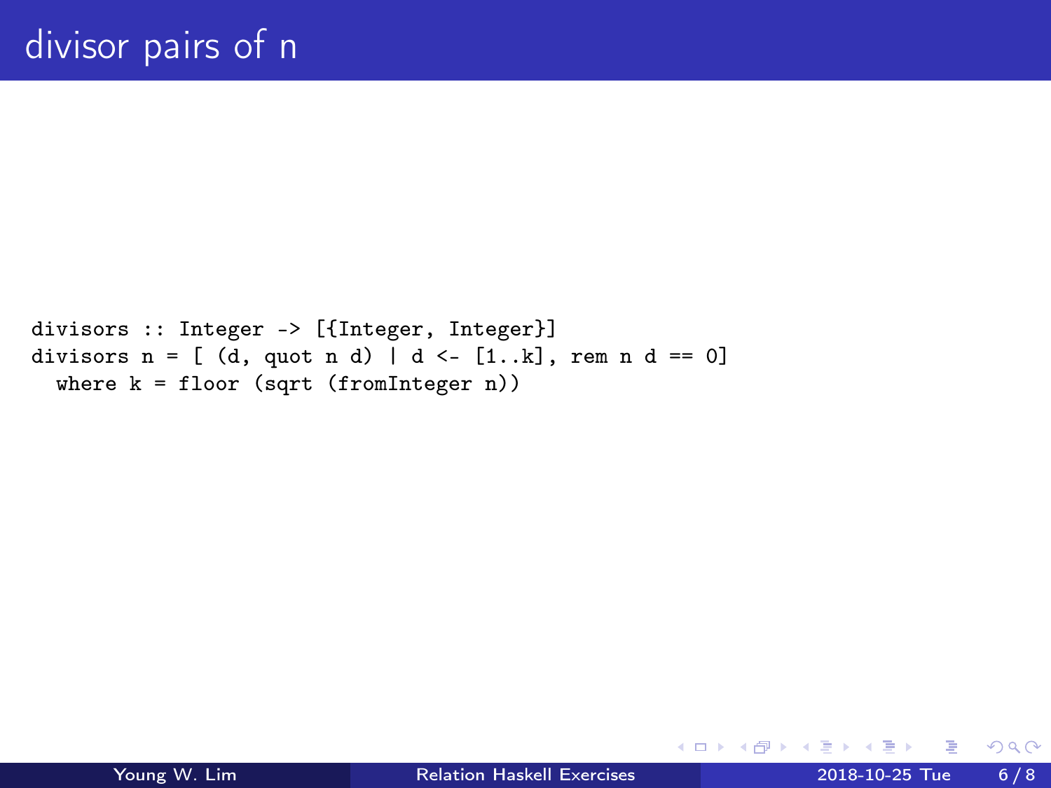# divisor pairs of n

```
divisors :: Integer -> [{Integer, Integer}]
divisors n = [ (d, quot n d) | d <- [1..k], rem n d == 0]
  where k = floor (sqrt (fromInteger n))
```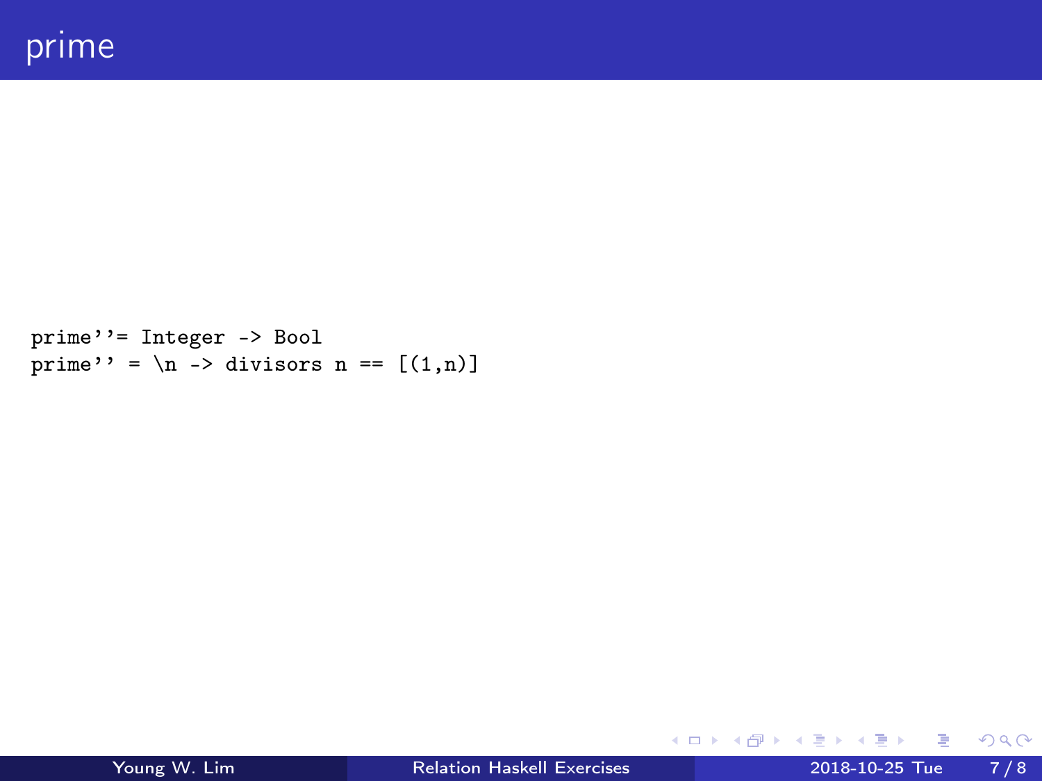# prime

```
prime''= Integer -> Bool
prime'' = \n -> divisors n == [(1,n)]
```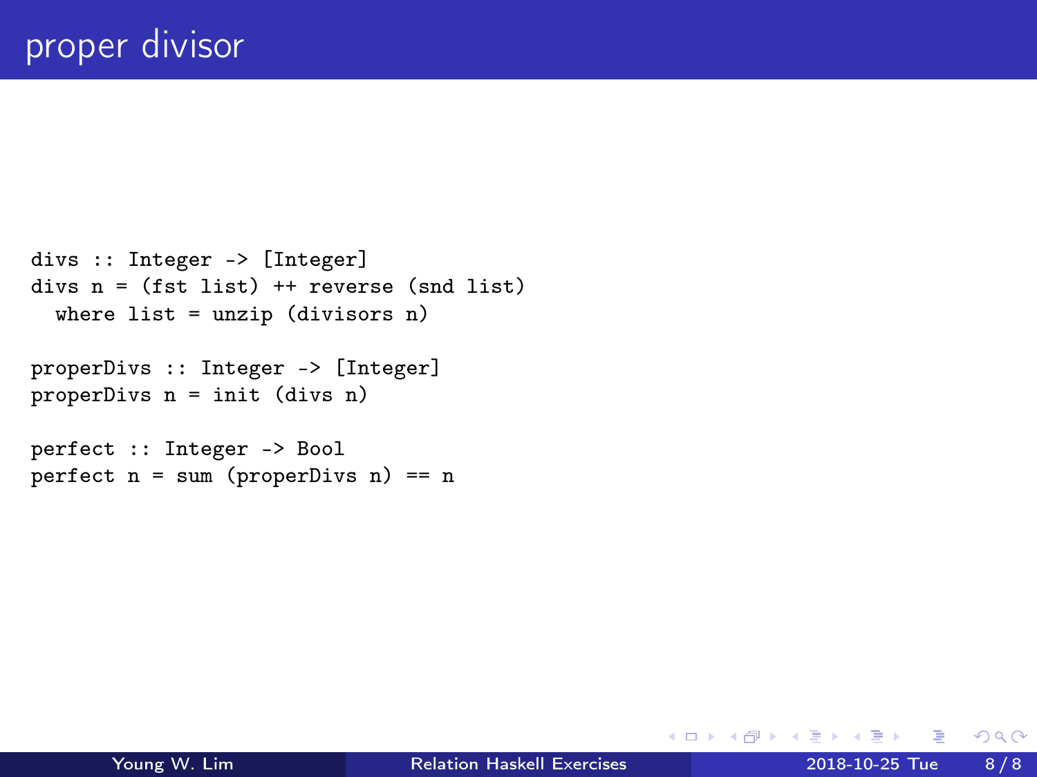# proper divisor

```
divs :: Integer -> [Integer]
divs n = (fst list) ++ reverse (snd list)
  where list = unzip (divisors n)

properDivs :: Integer -> [Integer]
properDivs n = init (divs n)

perfect :: Integer -> Bool
perfect n = sum (properDivs n) == n
```